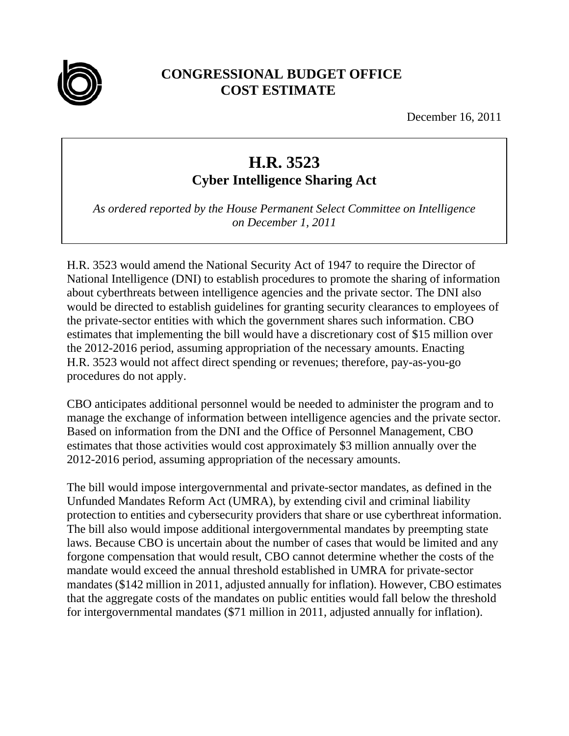**CONGRESSIONAL BUDGET OFFICE**
**COST ESTIMATE**

December 16, 2011

# H.R. 3523
## Cyber Intelligence Sharing Act

*As ordered reported by the House Permanent Select Committee on Intelligence on December 1, 2011*

H.R. 3523 would amend the National Security Act of 1947 to require the Director of National Intelligence (DNI) to establish procedures to promote the sharing of information about cyberthreats between intelligence agencies and the private sector. The DNI also would be directed to establish guidelines for granting security clearances to employees of the private-sector entities with which the government shares such information. CBO estimates that implementing the bill would have a discretionary cost of $15 million over the 2012-2016 period, assuming appropriation of the necessary amounts. Enacting H.R. 3523 would not affect direct spending or revenues; therefore, pay-as-you-go procedures do not apply.

CBO anticipates additional personnel would be needed to administer the program and to manage the exchange of information between intelligence agencies and the private sector. Based on information from the DNI and the Office of Personnel Management, CBO estimates that those activities would cost approximately $3 million annually over the 2012-2016 period, assuming appropriation of the necessary amounts.

The bill would impose intergovernmental and private-sector mandates, as defined in the Unfunded Mandates Reform Act (UMRA), by extending civil and criminal liability protection to entities and cybersecurity providers that share or use cyberthreat information. The bill also would impose additional intergovernmental mandates by preempting state laws. Because CBO is uncertain about the number of cases that would be limited and any forgone compensation that would result, CBO cannot determine whether the costs of the mandate would exceed the annual threshold established in UMRA for private-sector mandates ($142 million in 2011, adjusted annually for inflation). However, CBO estimates that the aggregate costs of the mandates on public entities would fall below the threshold for intergovernmental mandates ($71 million in 2011, adjusted annually for inflation).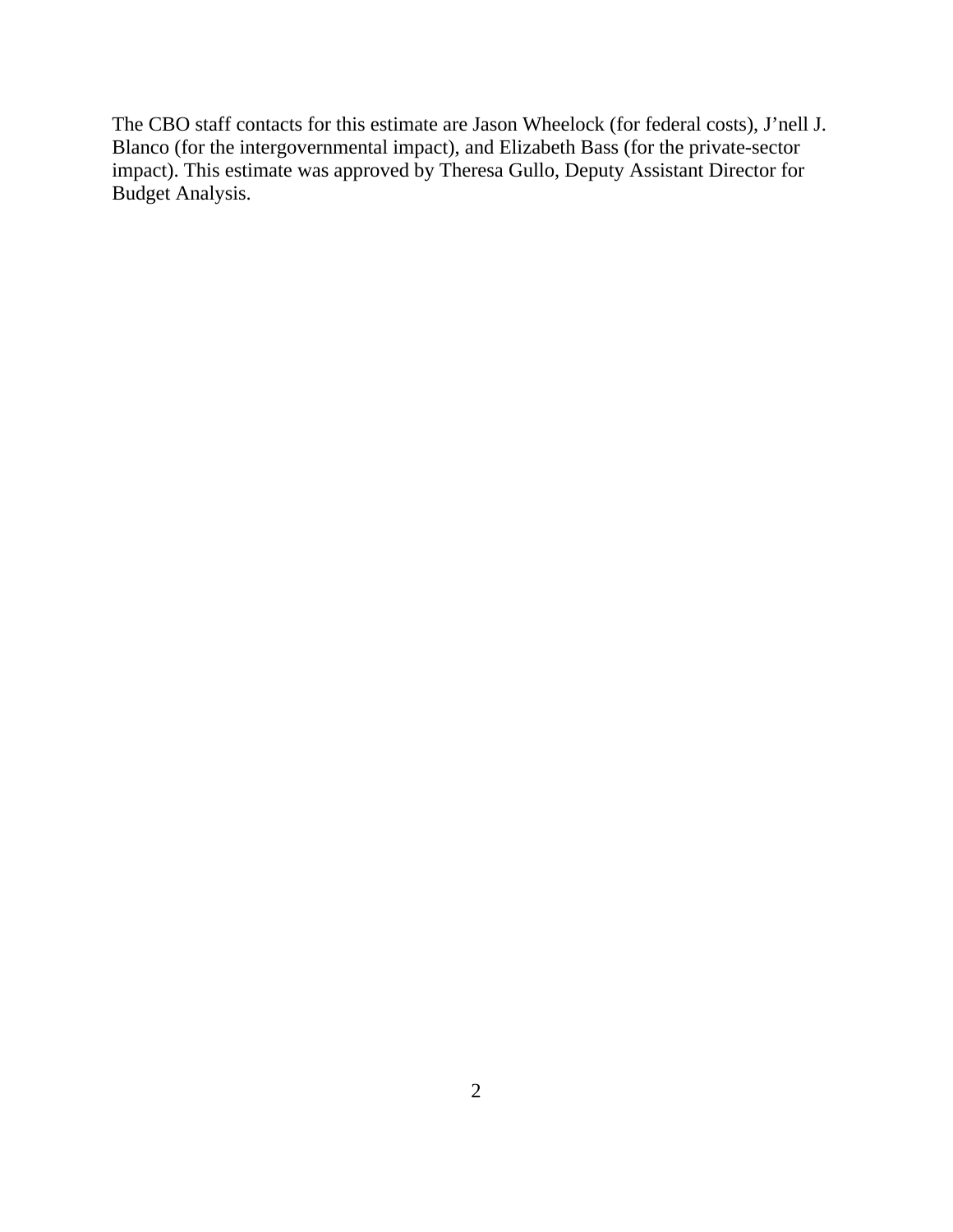The CBO staff contacts for this estimate are Jason Wheelock (for federal costs), J'nell J. Blanco (for the intergovernmental impact), and Elizabeth Bass (for the private-sector impact). This estimate was approved by Theresa Gullo, Deputy Assistant Director for Budget Analysis.